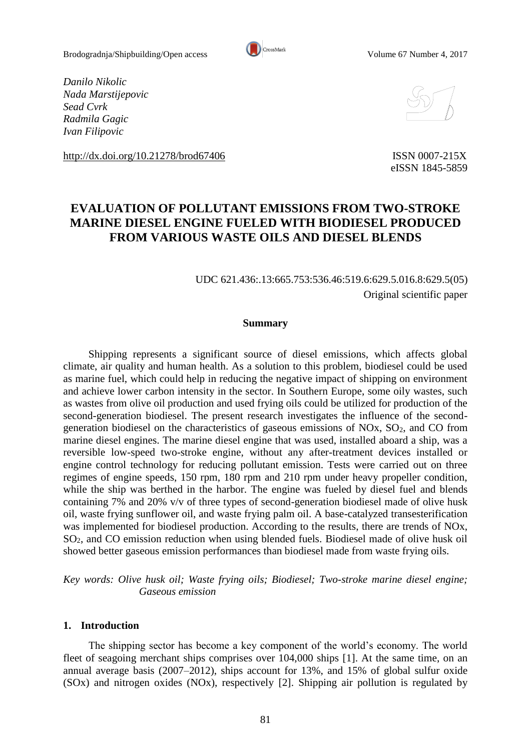*Danilo Nikolic*
*Nada Marstijepovic*
*Sead Cvrk*
*Radmila Gagic*
*Ivan Filipovic*

http://dx.doi.org/10.21278/brod67406

ISSN 0007-215X
eISSN 1845-5859

# EVALUATION OF POLLUTANT EMISSIONS FROM TWO-STROKE MARINE DIESEL ENGINE FUELED WITH BIODIESEL PRODUCED FROM VARIOUS WASTE OILS AND DIESEL BLENDS

UDC 621.436:.13:665.753:536.46:519.6:629.5.016.8:629.5(05)
Original scientific paper

**Summary**

Shipping represents a significant source of diesel emissions, which affects global climate, air quality and human health. As a solution to this problem, biodiesel could be used as marine fuel, which could help in reducing the negative impact of shipping on environment and achieve lower carbon intensity in the sector. In Southern Europe, some oily wastes, such as wastes from olive oil production and used frying oils could be utilized for production of the second-generation biodiesel. The present research investigates the influence of the second-generation biodiesel on the characteristics of gaseous emissions of NOx, $SO_2$, and CO from marine diesel engines. The marine diesel engine that was used, installed aboard a ship, was a reversible low-speed two-stroke engine, without any after-treatment devices installed or engine control technology for reducing pollutant emission. Tests were carried out on three regimes of engine speeds, 150 rpm, 180 rpm and 210 rpm under heavy propeller condition, while the ship was berthed in the harbor. The engine was fueled by diesel fuel and blends containing 7% and 20% v/v of three types of second-generation biodiesel made of olive husk oil, waste frying sunflower oil, and waste frying palm oil. A base-catalyzed transesterification was implemented for biodiesel production. According to the results, there are trends of NOx, $SO_2$, and CO emission reduction when using blended fuels. Biodiesel made of olive husk oil showed better gaseous emission performances than biodiesel made from waste frying oils.

*Key words: Olive husk oil; Waste frying oils; Biodiesel; Two-stroke marine diesel engine; Gaseous emission*

## 1. Introduction

The shipping sector has become a key component of the world's economy. The world fleet of seagoing merchant ships comprises over 104,000 ships [1]. At the same time, on an annual average basis (2007–2012), ships account for 13%, and 15% of global sulfur oxide (SOx) and nitrogen oxides (NOx), respectively [2]. Shipping air pollution is regulated by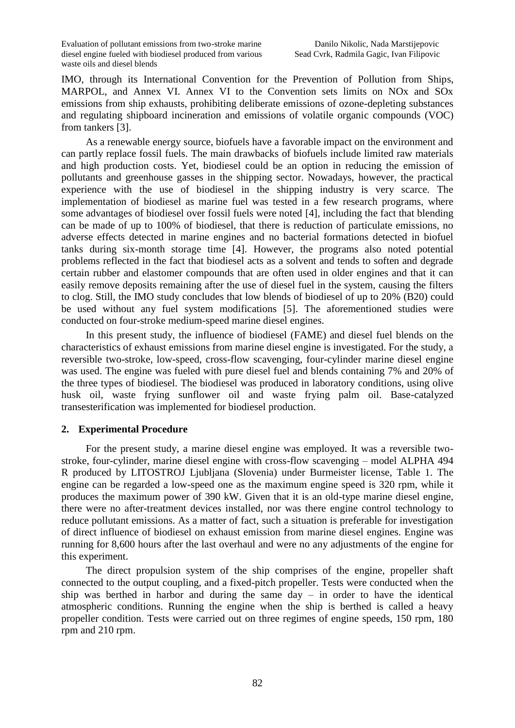IMO, through its International Convention for the Prevention of Pollution from Ships, MARPOL, and Annex VI. Annex VI to the Convention sets limits on NOx and SOx emissions from ship exhausts, prohibiting deliberate emissions of ozone-depleting substances and regulating shipboard incineration and emissions of volatile organic compounds (VOC) from tankers [3].

As a renewable energy source, biofuels have a favorable impact on the environment and can partly replace fossil fuels. The main drawbacks of biofuels include limited raw materials and high production costs. Yet, biodiesel could be an option in reducing the emission of pollutants and greenhouse gasses in the shipping sector. Nowadays, however, the practical experience with the use of biodiesel in the shipping industry is very scarce. The implementation of biodiesel as marine fuel was tested in a few research programs, where some advantages of biodiesel over fossil fuels were noted [4], including the fact that blending can be made of up to 100% of biodiesel, that there is reduction of particulate emissions, no adverse effects detected in marine engines and no bacterial formations detected in biofuel tanks during six-month storage time [4]. However, the programs also noted potential problems reflected in the fact that biodiesel acts as a solvent and tends to soften and degrade certain rubber and elastomer compounds that are often used in older engines and that it can easily remove deposits remaining after the use of diesel fuel in the system, causing the filters to clog. Still, the IMO study concludes that low blends of biodiesel of up to 20% (B20) could be used without any fuel system modifications [5]. The aforementioned studies were conducted on four-stroke medium-speed marine diesel engines.

In this present study, the influence of biodiesel (FAME) and diesel fuel blends on the characteristics of exhaust emissions from marine diesel engine is investigated. For the study, a reversible two-stroke, low-speed, cross-flow scavenging, four-cylinder marine diesel engine was used. The engine was fueled with pure diesel fuel and blends containing 7% and 20% of the three types of biodiesel. The biodiesel was produced in laboratory conditions, using olive husk oil, waste frying sunflower oil and waste frying palm oil. Base-catalyzed transesterification was implemented for biodiesel production.

## 2. Experimental Procedure

For the present study, a marine diesel engine was employed. It was a reversible two-stroke, four-cylinder, marine diesel engine with cross-flow scavenging – model ALPHA 494 R produced by LITOSTROJ Ljubljana (Slovenia) under Burmeister license, Table 1. The engine can be regarded a low-speed one as the maximum engine speed is 320 rpm, while it produces the maximum power of 390 kW. Given that it is an old-type marine diesel engine, there were no after-treatment devices installed, nor was there engine control technology to reduce pollutant emissions. As a matter of fact, such a situation is preferable for investigation of direct influence of biodiesel on exhaust emission from marine diesel engines. Engine was running for 8,600 hours after the last overhaul and were no any adjustments of the engine for this experiment.

The direct propulsion system of the ship comprises of the engine, propeller shaft connected to the output coupling, and a fixed-pitch propeller. Tests were conducted when the ship was berthed in harbor and during the same day – in order to have the identical atmospheric conditions. Running the engine when the ship is berthed is called a heavy propeller condition. Tests were carried out on three regimes of engine speeds, 150 rpm, 180 rpm and 210 rpm.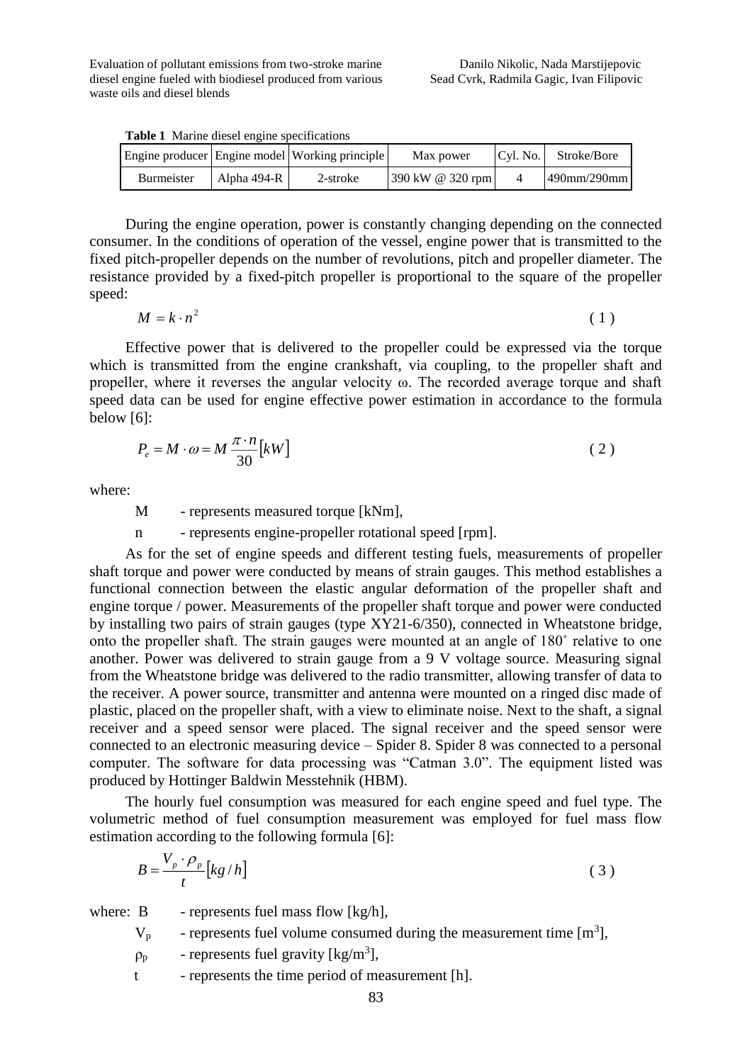**Table 1** Marine diesel engine specifications

| Engine producer | Engine model | Working principle | Max power | Cyl. No. | Stroke/Bore |
|---|---|---|---|---|---|
| Burmeister | Alpha 494-R | 2-stroke | 390 kW @ 320 rpm | 4 | 490mm/290mm |

During the engine operation, power is constantly changing depending on the connected consumer. In the conditions of operation of the vessel, engine power that is transmitted to the fixed pitch-propeller depends on the number of revolutions, pitch and propeller diameter. The resistance provided by a fixed-pitch propeller is proportional to the square of the propeller speed:

$$M = k \cdot n^2 \tag{1}$$

Effective power that is delivered to the propeller could be expressed via the torque which is transmitted from the engine crankshaft, via coupling, to the propeller shaft and propeller, where it reverses the angular velocity ω. The recorded average torque and shaft speed data can be used for engine effective power estimation in accordance to the formula below [6]:

$$P_e = M \cdot \omega = M \frac{\pi \cdot n}{30} [kW] \tag{2}$$

where:

M - represents measured torque [kNm],

n - represents engine-propeller rotational speed [rpm].

As for the set of engine speeds and different testing fuels, measurements of propeller shaft torque and power were conducted by means of strain gauges. This method establishes a functional connection between the elastic angular deformation of the propeller shaft and engine torque / power. Measurements of the propeller shaft torque and power were conducted by installing two pairs of strain gauges (type XY21-6/350), connected in Wheatstone bridge, onto the propeller shaft. The strain gauges were mounted at an angle of 180˚ relative to one another. Power was delivered to strain gauge from a 9 V voltage source. Measuring signal from the Wheatstone bridge was delivered to the radio transmitter, allowing transfer of data to the receiver. A power source, transmitter and antenna were mounted on a ringed disc made of plastic, placed on the propeller shaft, with a view to eliminate noise. Next to the shaft, a signal receiver and a speed sensor were placed. The signal receiver and the speed sensor were connected to an electronic measuring device – Spider 8. Spider 8 was connected to a personal computer. The software for data processing was "Catman 3.0". The equipment listed was produced by Hottinger Baldwin Messtehnik (HBM).

The hourly fuel consumption was measured for each engine speed and fuel type. The volumetric method of fuel consumption measurement was employed for fuel mass flow estimation according to the following formula [6]:

$$B = \frac{V_p \cdot \rho_p}{t} [kg/h] \tag{3}$$

where: B - represents fuel mass flow [kg/h],

$V_p$ - represents fuel volume consumed during the measurement time [$m^3$],

$\rho_p$ - represents fuel gravity [$kg/m^3$],

t - represents the time period of measurement [h].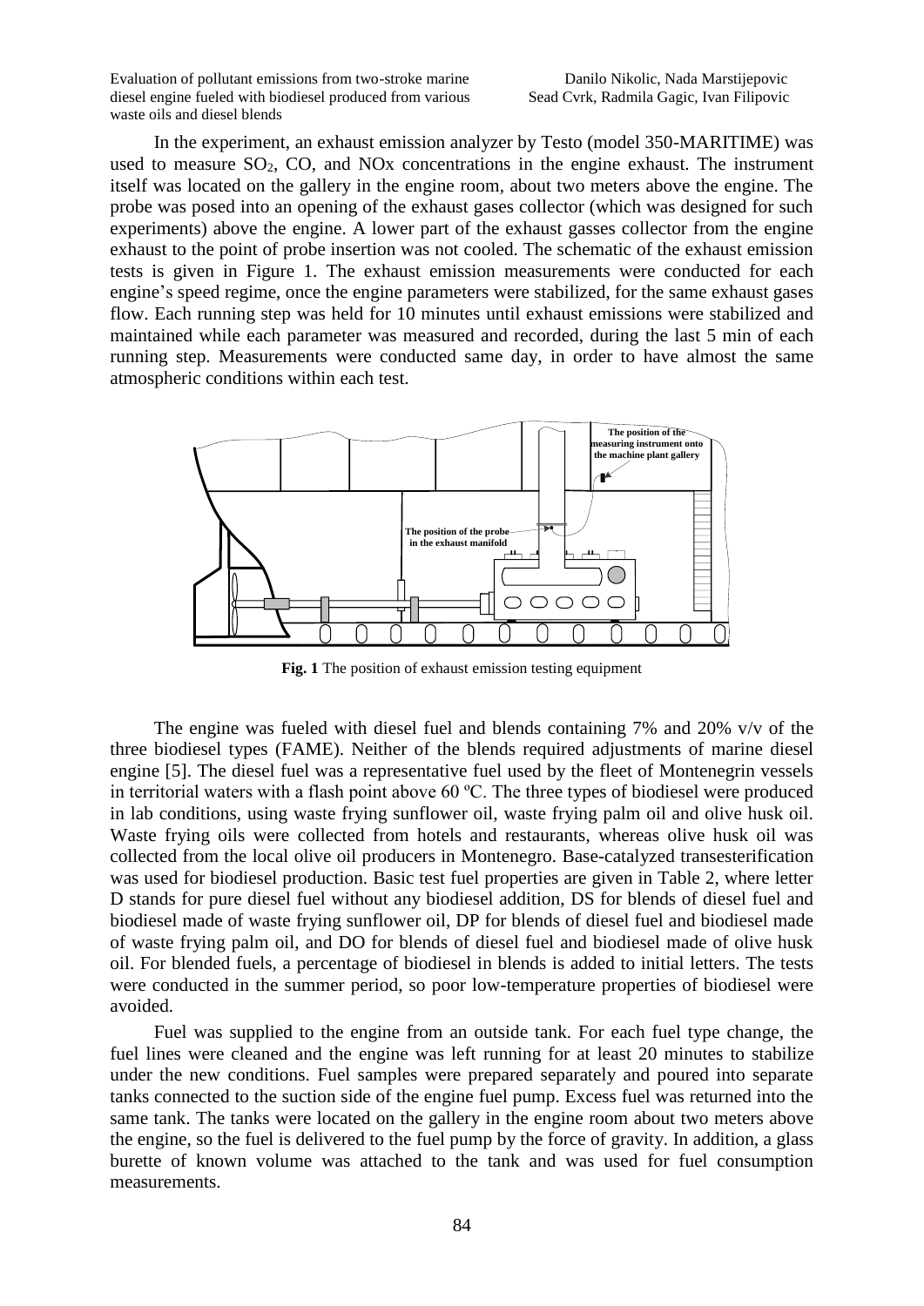In the experiment, an exhaust emission analyzer by Testo (model 350-MARITIME) was used to measure $SO_2$, CO, and NOx concentrations in the engine exhaust. The instrument itself was located on the gallery in the engine room, about two meters above the engine. The probe was posed into an opening of the exhaust gases collector (which was designed for such experiments) above the engine. A lower part of the exhaust gasses collector from the engine exhaust to the point of probe insertion was not cooled. The schematic of the exhaust emission tests is given in Figure 1. The exhaust emission measurements were conducted for each engine's speed regime, once the engine parameters were stabilized, for the same exhaust gases flow. Each running step was held for 10 minutes until exhaust emissions were stabilized and maintained while each parameter was measured and recorded, during the last 5 min of each running step. Measurements were conducted same day, in order to have almost the same atmospheric conditions within each test.

**Fig. 1** The position of exhaust emission testing equipment

The engine was fueled with diesel fuel and blends containing 7% and 20% v/v of the three biodiesel types (FAME). Neither of the blends required adjustments of marine diesel engine [5]. The diesel fuel was a representative fuel used by the fleet of Montenegrin vessels in territorial waters with a flash point above 60 ºC. The three types of biodiesel were produced in lab conditions, using waste frying sunflower oil, waste frying palm oil and olive husk oil. Waste frying oils were collected from hotels and restaurants, whereas olive husk oil was collected from the local olive oil producers in Montenegro. Base-catalyzed transesterification was used for biodiesel production. Basic test fuel properties are given in Table 2, where letter D stands for pure diesel fuel without any biodiesel addition, DS for blends of diesel fuel and biodiesel made of waste frying sunflower oil, DP for blends of diesel fuel and biodiesel made of waste frying palm oil, and DO for blends of diesel fuel and biodiesel made of olive husk oil. For blended fuels, a percentage of biodiesel in blends is added to initial letters. The tests were conducted in the summer period, so poor low-temperature properties of biodiesel were avoided.

Fuel was supplied to the engine from an outside tank. For each fuel type change, the fuel lines were cleaned and the engine was left running for at least 20 minutes to stabilize under the new conditions. Fuel samples were prepared separately and poured into separate tanks connected to the suction side of the engine fuel pump. Excess fuel was returned into the same tank. The tanks were located on the gallery in the engine room about two meters above the engine, so the fuel is delivered to the fuel pump by the force of gravity. In addition, a glass burette of known volume was attached to the tank and was used for fuel consumption measurements.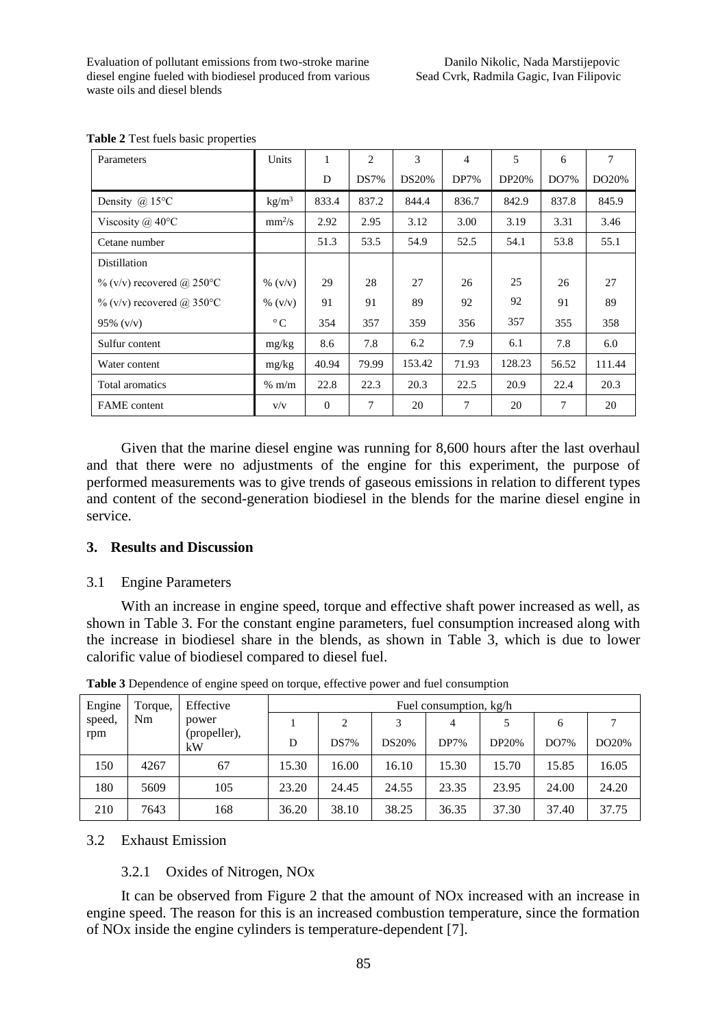**Table 2** Test fuels basic properties

| Parameters | Units | 1 | 2 | 3 | 4 | 5 | 6 | 7 |
|---|---|---|---|---|---|---|---|---|
| | | D | DS7% | DS20% | DP7% | DP20% | DO7% | DO20% |
| Density @ 15°C | kg/m$^3$ | 833.4 | 837.2 | 844.4 | 836.7 | 842.9 | 837.8 | 845.9 |
| Viscosity @ 40°C | mm$^2$/s | 2.92 | 2.95 | 3.12 | 3.00 | 3.19 | 3.31 | 3.46 |
| Cetane number | | 51.3 | 53.5 | 54.9 | 52.5 | 54.1 | 53.8 | 55.1 |
| Distillation | | | | | | | | |
| % (v/v) recovered @ 250°C | % (v/v) | 29 | 28 | 27 | 26 | 25 | 26 | 27 |
| % (v/v) recovered @ 350°C | % (v/v) | 91 | 91 | 89 | 92 | 92 | 91 | 89 |
| 95% (v/v) | °C | 354 | 357 | 359 | 356 | 357 | 355 | 358 |
| Sulfur content | mg/kg | 8.6 | 7.8 | 6.2 | 7.9 | 6.1 | 7.8 | 6.0 |
| Water content | mg/kg | 40.94 | 79.99 | 153.42 | 71.93 | 128.23 | 56.52 | 111.44 |
| Total aromatics | % m/m | 22.8 | 22.3 | 20.3 | 22.5 | 20.9 | 22.4 | 20.3 |
| FAME content | v/v | 0 | 7 | 20 | 7 | 20 | 7 | 20 |

Given that the marine diesel engine was running for 8,600 hours after the last overhaul and that there were no adjustments of the engine for this experiment, the purpose of performed measurements was to give trends of gaseous emissions in relation to different types and content of the second-generation biodiesel in the blends for the marine diesel engine in service.

## 3. Results and Discussion

### 3.1 Engine Parameters

With an increase in engine speed, torque and effective shaft power increased as well, as shown in Table 3. For the constant engine parameters, fuel consumption increased along with the increase in biodiesel share in the blends, as shown in Table 3, which is due to lower calorific value of biodiesel compared to diesel fuel.

**Table 3** Dependence of engine speed on torque, effective power and fuel consumption

| Engine speed, rpm | Torque, Nm | Effective power (propeller), kW | Fuel consumption, kg/h | | | | | | |
|---|---|---|---|---|---|---|---|---|---|
| | | | 1 | 2 | 3 | 4 | 5 | 6 | 7 |
| | | | D | DS7% | DS20% | DP7% | DP20% | DO7% | DO20% |
| 150 | 4267 | 67 | 15.30 | 16.00 | 16.10 | 15.30 | 15.70 | 15.85 | 16.05 |
| 180 | 5609 | 105 | 23.20 | 24.45 | 24.55 | 23.35 | 23.95 | 24.00 | 24.20 |
| 210 | 7643 | 168 | 36.20 | 38.10 | 38.25 | 36.35 | 37.30 | 37.40 | 37.75 |

### 3.2 Exhaust Emission

#### 3.2.1 Oxides of Nitrogen, NOx

It can be observed from Figure 2 that the amount of NOx increased with an increase in engine speed. The reason for this is an increased combustion temperature, since the formation of NOx inside the engine cylinders is temperature-dependent [7].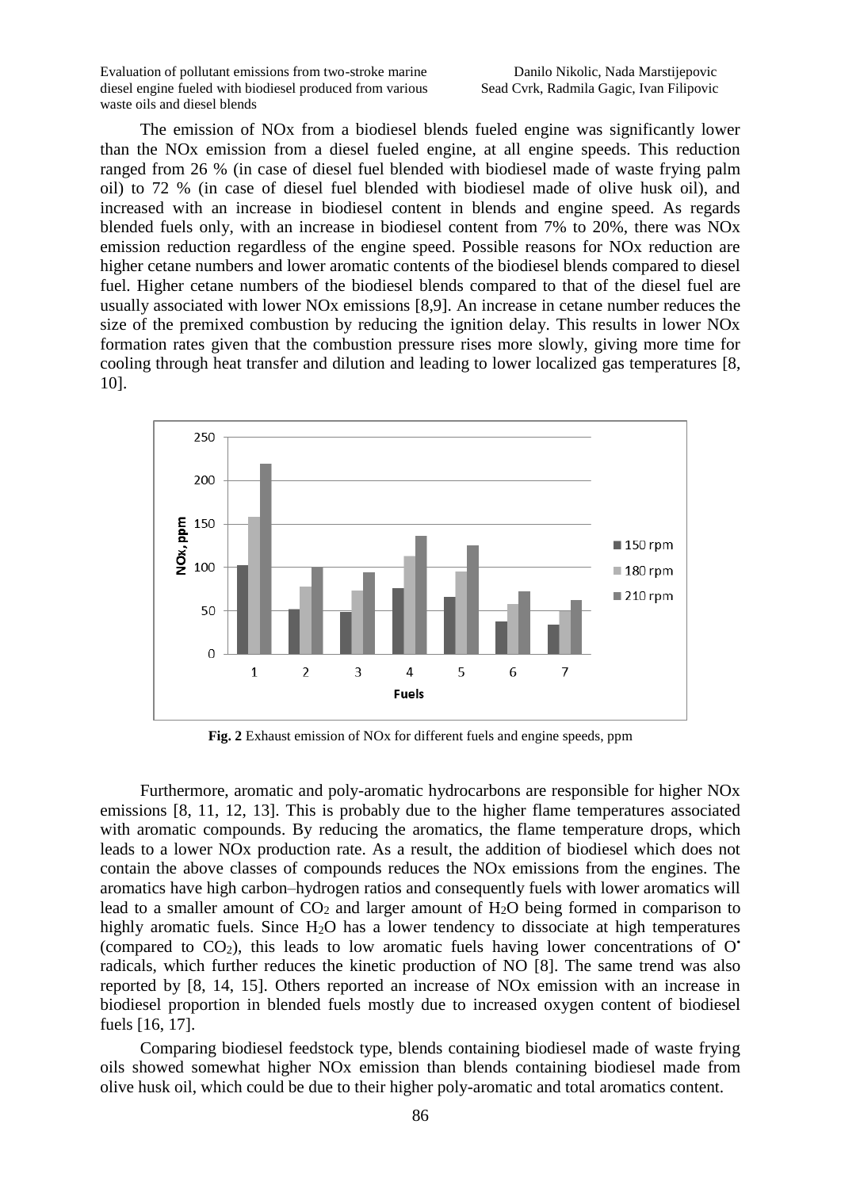The emission of NOx from a biodiesel blends fueled engine was significantly lower than the NOx emission from a diesel fueled engine, at all engine speeds. This reduction ranged from 26 % (in case of diesel fuel blended with biodiesel made of waste frying palm oil) to 72 % (in case of diesel fuel blended with biodiesel made of olive husk oil), and increased with an increase in biodiesel content in blends and engine speed. As regards blended fuels only, with an increase in biodiesel content from 7% to 20%, there was NOx emission reduction regardless of the engine speed. Possible reasons for NOx reduction are higher cetane numbers and lower aromatic contents of the biodiesel blends compared to diesel fuel. Higher cetane numbers of the biodiesel blends compared to that of the diesel fuel are usually associated with lower NOx emissions [8,9]. An increase in cetane number reduces the size of the premixed combustion by reducing the ignition delay. This results in lower NOx formation rates given that the combustion pressure rises more slowly, giving more time for cooling through heat transfer and dilution and leading to lower localized gas temperatures [8, 10].

**Fig. 2** Exhaust emission of NOx for different fuels and engine speeds, ppm

Furthermore, aromatic and poly-aromatic hydrocarbons are responsible for higher NOx emissions [8, 11, 12, 13]. This is probably due to the higher flame temperatures associated with aromatic compounds. By reducing the aromatics, the flame temperature drops, which leads to a lower NOx production rate. As a result, the addition of biodiesel which does not contain the above classes of compounds reduces the NOx emissions from the engines. The aromatics have high carbon–hydrogen ratios and consequently fuels with lower aromatics will lead to a smaller amount of $CO_2$ and larger amount of $H_2O$ being formed in comparison to highly aromatic fuels. Since $H_2O$ has a lower tendency to dissociate at high temperatures (compared to $CO_2$), this leads to low aromatic fuels having lower concentrations of $O^{\bullet}$ radicals, which further reduces the kinetic production of NO [8]. The same trend was also reported by [8, 14, 15]. Others reported an increase of NOx emission with an increase in biodiesel proportion in blended fuels mostly due to increased oxygen content of biodiesel fuels [16, 17].

Comparing biodiesel feedstock type, blends containing biodiesel made of waste frying oils showed somewhat higher NOx emission than blends containing biodiesel made from olive husk oil, which could be due to their higher poly-aromatic and total aromatics content.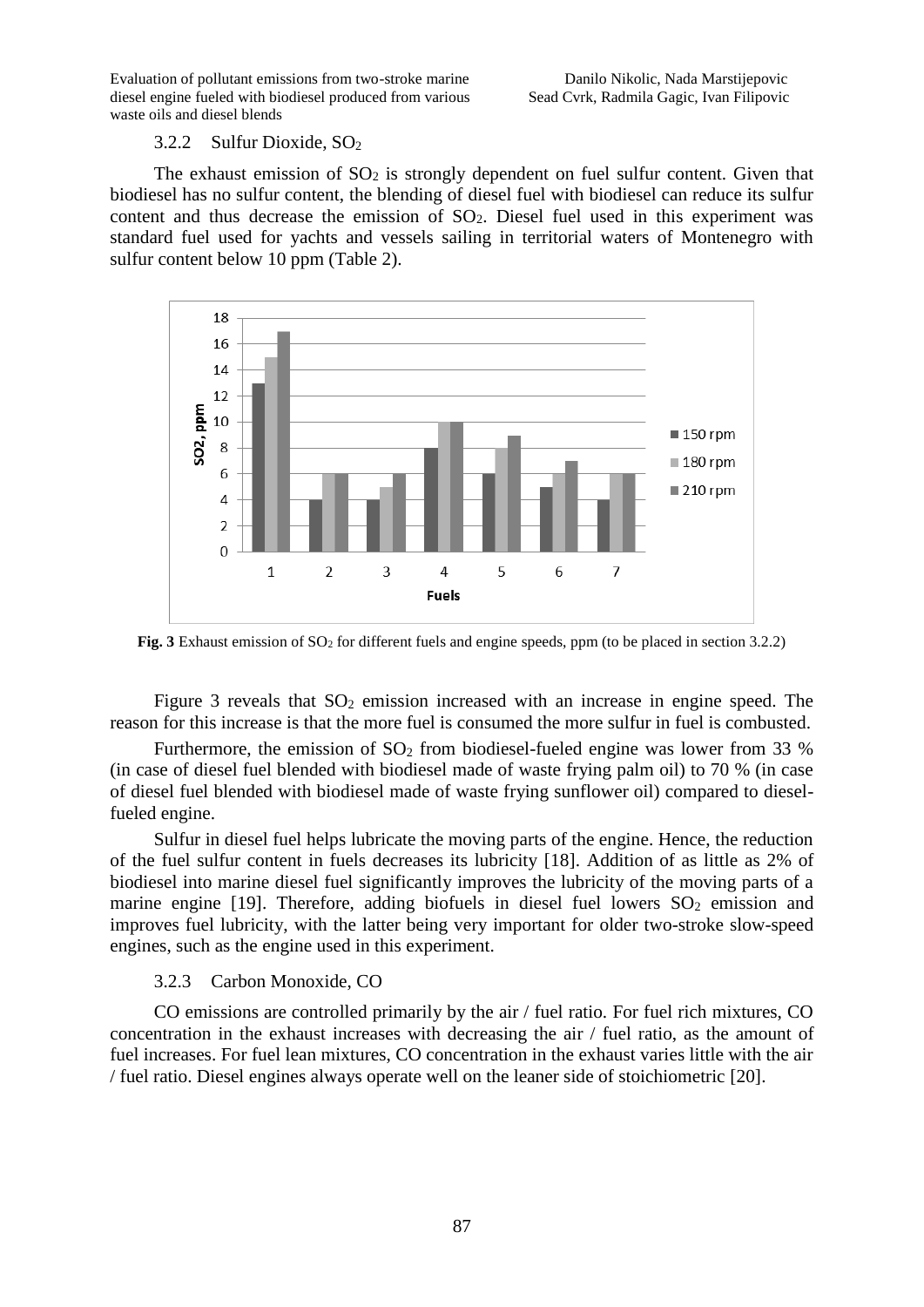### 3.2.2 Sulfur Dioxide, $SO_2$

The exhaust emission of $SO_2$ is strongly dependent on fuel sulfur content. Given that biodiesel has no sulfur content, the blending of diesel fuel with biodiesel can reduce its sulfur content and thus decrease the emission of $SO_2$. Diesel fuel used in this experiment was standard fuel used for yachts and vessels sailing in territorial waters of Montenegro with sulfur content below 10 ppm (Table 2).

**Fig. 3** Exhaust emission of $SO_2$ for different fuels and engine speeds, ppm (to be placed in section 3.2.2)

Figure 3 reveals that $SO_2$ emission increased with an increase in engine speed. The reason for this increase is that the more fuel is consumed the more sulfur in fuel is combusted.

Furthermore, the emission of $SO_2$ from biodiesel-fueled engine was lower from 33 % (in case of diesel fuel blended with biodiesel made of waste frying palm oil) to 70 % (in case of diesel fuel blended with biodiesel made of waste frying sunflower oil) compared to diesel-fueled engine.

Sulfur in diesel fuel helps lubricate the moving parts of the engine. Hence, the reduction of the fuel sulfur content in fuels decreases its lubricity [18]. Addition of as little as 2% of biodiesel into marine diesel fuel significantly improves the lubricity of the moving parts of a marine engine [19]. Therefore, adding biofuels in diesel fuel lowers $SO_2$ emission and improves fuel lubricity, with the latter being very important for older two-stroke slow-speed engines, such as the engine used in this experiment.

### 3.2.3 Carbon Monoxide, CO

CO emissions are controlled primarily by the air / fuel ratio. For fuel rich mixtures, CO concentration in the exhaust increases with decreasing the air / fuel ratio, as the amount of fuel increases. For fuel lean mixtures, CO concentration in the exhaust varies little with the air / fuel ratio. Diesel engines always operate well on the leaner side of stoichiometric [20].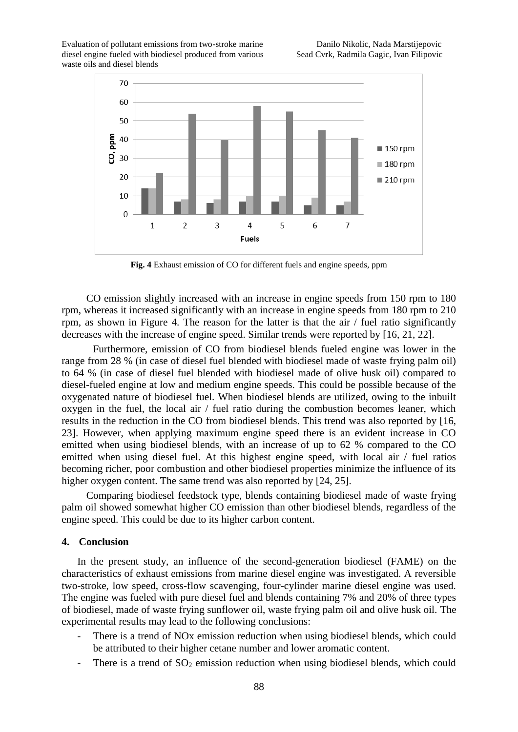**Fig. 4** Exhaust emission of CO for different fuels and engine speeds, ppm

CO emission slightly increased with an increase in engine speeds from 150 rpm to 180 rpm, whereas it increased significantly with an increase in engine speeds from 180 rpm to 210 rpm, as shown in Figure 4. The reason for the latter is that the air / fuel ratio significantly decreases with the increase of engine speed. Similar trends were reported by [16, 21, 22].

Furthermore, emission of CO from biodiesel blends fueled engine was lower in the range from 28 % (in case of diesel fuel blended with biodiesel made of waste frying palm oil) to 64 % (in case of diesel fuel blended with biodiesel made of olive husk oil) compared to diesel-fueled engine at low and medium engine speeds. This could be possible because of the oxygenated nature of biodiesel fuel. When biodiesel blends are utilized, owing to the inbuilt oxygen in the fuel, the local air / fuel ratio during the combustion becomes leaner, which results in the reduction in the CO from biodiesel blends. This trend was also reported by [16, 23]. However, when applying maximum engine speed there is an evident increase in CO emitted when using biodiesel blends, with an increase of up to 62 % compared to the CO emitted when using diesel fuel. At this highest engine speed, with local air / fuel ratios becoming richer, poor combustion and other biodiesel properties minimize the influence of its higher oxygen content. The same trend was also reported by [24, 25].

Comparing biodiesel feedstock type, blends containing biodiesel made of waste frying palm oil showed somewhat higher CO emission than other biodiesel blends, regardless of the engine speed. This could be due to its higher carbon content.

## 4. Conclusion

In the present study, an influence of the second-generation biodiesel (FAME) on the characteristics of exhaust emissions from marine diesel engine was investigated. A reversible two-stroke, low speed, cross-flow scavenging, four-cylinder marine diesel engine was used. The engine was fueled with pure diesel fuel and blends containing 7% and 20% of three types of biodiesel, made of waste frying sunflower oil, waste frying palm oil and olive husk oil. The experimental results may lead to the following conclusions:

- There is a trend of NOx emission reduction when using biodiesel blends, which could be attributed to their higher cetane number and lower aromatic content.
- There is a trend of $SO_2$ emission reduction when using biodiesel blends, which could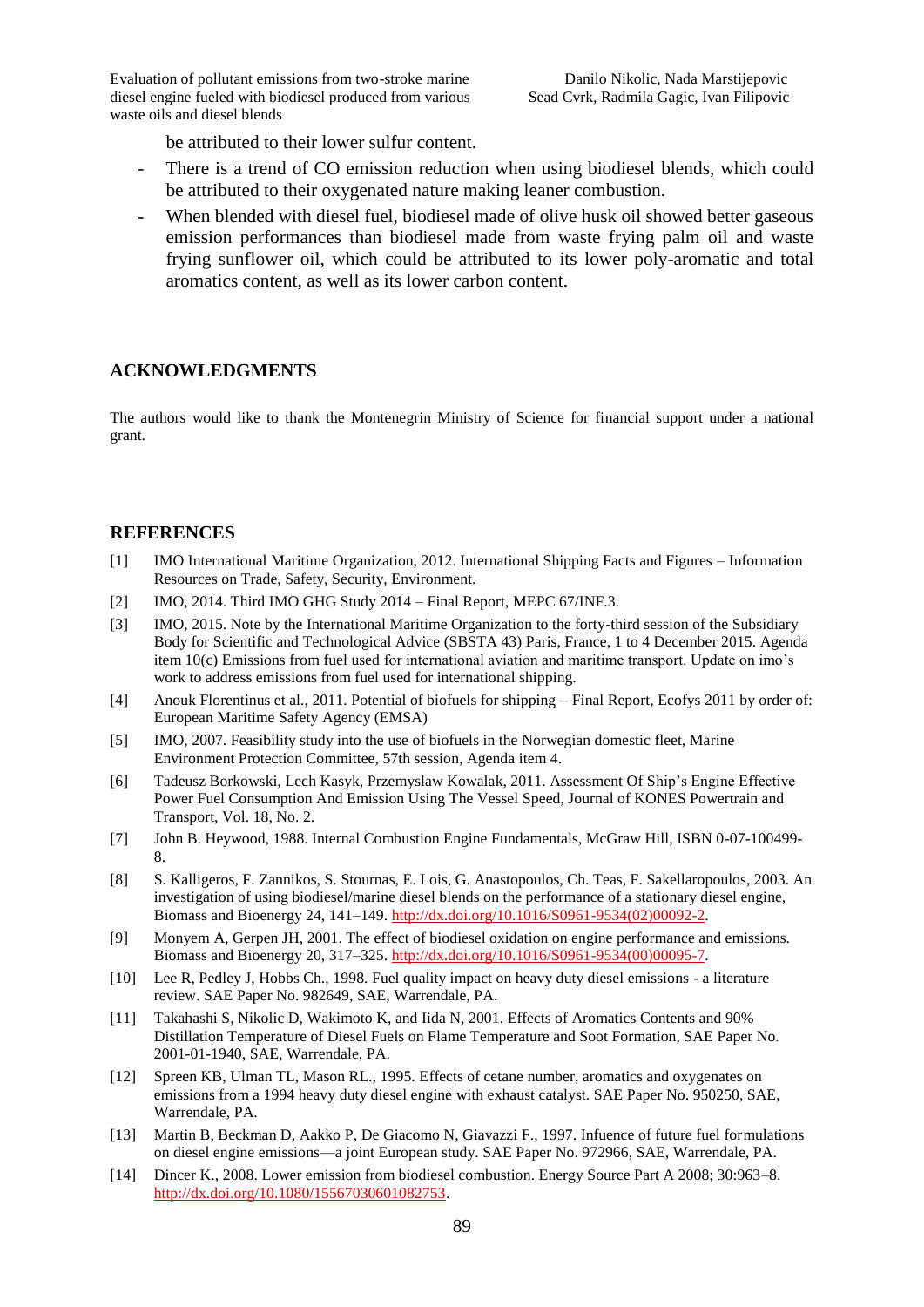be attributed to their lower sulfur content.

- There is a trend of CO emission reduction when using biodiesel blends, which could be attributed to their oxygenated nature making leaner combustion.
- When blended with diesel fuel, biodiesel made of olive husk oil showed better gaseous emission performances than biodiesel made from waste frying palm oil and waste frying sunflower oil, which could be attributed to its lower poly-aromatic and total aromatics content, as well as its lower carbon content.

## ACKNOWLEDGMENTS

The authors would like to thank the Montenegrin Ministry of Science for financial support under a national grant.

## REFERENCES

[1] IMO International Maritime Organization, 2012. International Shipping Facts and Figures – Information Resources on Trade, Safety, Security, Environment.

[2] IMO, 2014. Third IMO GHG Study 2014 – Final Report, MEPC 67/INF.3.

[3] IMO, 2015. Note by the International Maritime Organization to the forty-third session of the Subsidiary Body for Scientific and Technological Advice (SBSTA 43) Paris, France, 1 to 4 December 2015. Agenda item 10(c) Emissions from fuel used for international aviation and maritime transport. Update on imo's work to address emissions from fuel used for international shipping.

[4] Anouk Florentinus et al., 2011. Potential of biofuels for shipping – Final Report, Ecofys 2011 by order of: European Maritime Safety Agency (EMSA)

[5] IMO, 2007. Feasibility study into the use of biofuels in the Norwegian domestic fleet, Marine Environment Protection Committee, 57th session, Agenda item 4.

[6] Tadeusz Borkowski, Lech Kasyk, Przemyslaw Kowalak, 2011. Assessment Of Ship's Engine Effective Power Fuel Consumption And Emission Using The Vessel Speed, Journal of KONES Powertrain and Transport, Vol. 18, No. 2.

[7] John B. Heywood, 1988. Internal Combustion Engine Fundamentals, McGraw Hill, ISBN 0-07-100499-8.

[8] S. Kalligeros, F. Zannikos, S. Stournas, E. Lois, G. Anastopoulos, Ch. Teas, F. Sakellaropoulos, 2003. An investigation of using biodiesel/marine diesel blends on the performance of a stationary diesel engine, Biomass and Bioenergy 24, 141–149. http://dx.doi.org/10.1016/S0961-9534(02)00092-2.

[9] Monyem A, Gerpen JH, 2001. The effect of biodiesel oxidation on engine performance and emissions. Biomass and Bioenergy 20, 317–325. http://dx.doi.org/10.1016/S0961-9534(00)00095-7.

[10] Lee R, Pedley J, Hobbs Ch., 1998. Fuel quality impact on heavy duty diesel emissions - a literature review. SAE Paper No. 982649, SAE, Warrendale, PA.

[11] Takahashi S, Nikolic D, Wakimoto K, and Iida N, 2001. Effects of Aromatics Contents and 90% Distillation Temperature of Diesel Fuels on Flame Temperature and Soot Formation, SAE Paper No. 2001-01-1940, SAE, Warrendale, PA.

[12] Spreen KB, Ulman TL, Mason RL., 1995. Effects of cetane number, aromatics and oxygenates on emissions from a 1994 heavy duty diesel engine with exhaust catalyst. SAE Paper No. 950250, SAE, Warrendale, PA.

[13] Martin B, Beckman D, Aakko P, De Giacomo N, Giavazzi F., 1997. Infuence of future fuel formulations on diesel engine emissions—a joint European study. SAE Paper No. 972966, SAE, Warrendale, PA.

[14] Dincer K., 2008. Lower emission from biodiesel combustion. Energy Source Part A 2008; 30:963–8. http://dx.doi.org/10.1080/15567030601082753.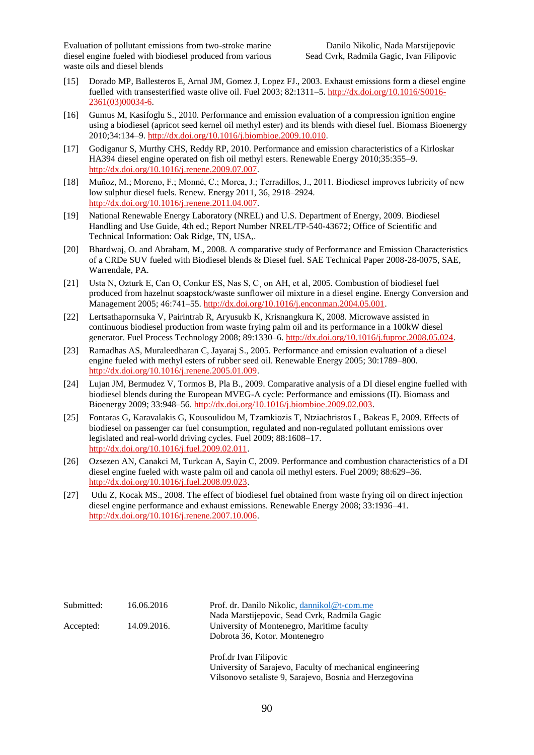[15] Dorado MP, Ballesteros E, Arnal JM, Gomez J, Lopez FJ., 2003. Exhaust emissions form a diesel engine fuelled with transesterified waste olive oil. Fuel 2003; 82:1311–5. http://dx.doi.org/10.1016/S0016-2361(03)00034-6.

[16] Gumus M, Kasifoglu S., 2010. Performance and emission evaluation of a compression ignition engine using a biodiesel (apricot seed kernel oil methyl ester) and its blends with diesel fuel. Biomass Bioenergy 2010;34:134–9. http://dx.doi.org/10.1016/j.biombioe.2009.10.010.

[17] Godiganur S, Murthy CHS, Reddy RP, 2010. Performance and emission characteristics of a Kirloskar HA394 diesel engine operated on fish oil methyl esters. Renewable Energy 2010;35:355–9. http://dx.doi.org/10.1016/j.renene.2009.07.007.

[18] Muñoz, M.; Moreno, F.; Monné, C.; Morea, J.; Terradillos, J., 2011. Biodiesel improves lubricity of new low sulphur diesel fuels. Renew. Energy 2011, 36, 2918–2924. http://dx.doi.org/10.1016/j.renene.2011.04.007.

[19] National Renewable Energy Laboratory (NREL) and U.S. Department of Energy, 2009. Biodiesel Handling and Use Guide, 4th ed.; Report Number NREL/TP-540-43672; Office of Scientific and Technical Information: Oak Ridge, TN, USA,.

[20] Bhardwaj, O. and Abraham, M., 2008. A comparative study of Performance and Emission Characteristics of a CRDe SUV fueled with Biodiesel blends & Diesel fuel. SAE Technical Paper 2008-28-0075, SAE, Warrendale, PA.

[21] Usta N, Ozturk E, Can O, Conkur ES, Nas S, C¸ on AH, et al, 2005. Combustion of biodiesel fuel produced from hazelnut soapstock/waste sunflower oil mixture in a diesel engine. Energy Conversion and Management 2005; 46:741–55. http://dx.doi.org/10.1016/j.enconman.2004.05.001.

[22] Lertsathapornsuka V, Pairintrab R, Aryusukb K, Krisnangkura K, 2008. Microwave assisted in continuous biodiesel production from waste frying palm oil and its performance in a 100kW diesel generator. Fuel Process Technology 2008; 89:1330–6. http://dx.doi.org/10.1016/j.fuproc.2008.05.024.

[23] Ramadhas AS, Muraleedharan C, Jayaraj S., 2005. Performance and emission evaluation of a diesel engine fueled with methyl esters of rubber seed oil. Renewable Energy 2005; 30:1789–800. http://dx.doi.org/10.1016/j.renene.2005.01.009.

[24] Lujan JM, Bermudez V, Tormos B, Pla B., 2009. Comparative analysis of a DI diesel engine fuelled with biodiesel blends during the European MVEG-A cycle: Performance and emissions (II). Biomass and Bioenergy 2009; 33:948–56. http://dx.doi.org/10.1016/j.biombioe.2009.02.003.

[25] Fontaras G, Karavalakis G, Kousoulidou M, Tzamkiozis T, Ntziachristos L, Bakeas E, 2009. Effects of biodiesel on passenger car fuel consumption, regulated and non-regulated pollutant emissions over legislated and real-world driving cycles. Fuel 2009; 88:1608–17. http://dx.doi.org/10.1016/j.fuel.2009.02.011.

[26] Ozsezen AN, Canakci M, Turkcan A, Sayin C, 2009. Performance and combustion characteristics of a DI diesel engine fueled with waste palm oil and canola oil methyl esters. Fuel 2009; 88:629–36. http://dx.doi.org/10.1016/j.fuel.2008.09.023.

[27] Utlu Z, Kocak MS., 2008. The effect of biodiesel fuel obtained from waste frying oil on direct injection diesel engine performance and exhaust emissions. Renewable Energy 2008; 33:1936–41. http://dx.doi.org/10.1016/j.renene.2007.10.006.

Submitted: 16.06.2016

Accepted: 14.09.2016.

Prof. dr. Danilo Nikolic, dannikol@t-com.me
Nada Marstijepovic, Sead Cvrk, Radmila Gagic
University of Montenegro, Maritime faculty
Dobrota 36, Kotor. Montenegro

Prof.dr Ivan Filipovic
University of Sarajevo, Faculty of mechanical engineering
Vilsonovo setaliste 9, Sarajevo, Bosnia and Herzegovina